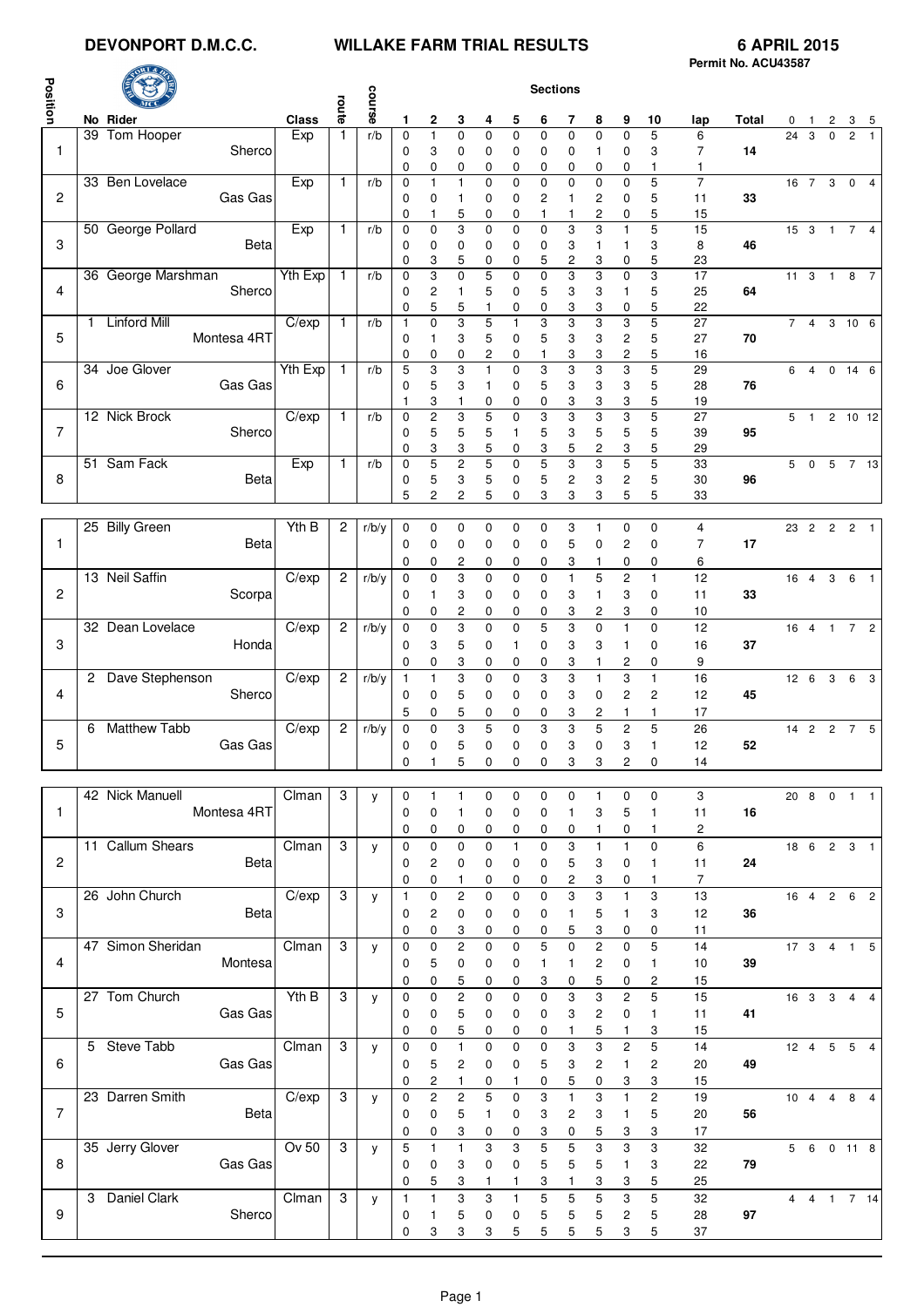# DEVONPORT D.M.C.C. — WILLAKE FARM TRIAL RESULTS — 6 APRIL 2015

Permit No. ACU43587

| Position | No | Rider | Class | route | course | 1 | 2 | 3 | 4 | 5 | 6 | 7 | 8 | 9 | 10 | lap | Total | 0 | 1 | 2 | 3 | 5 |
|---|---|---|---|---|---|---|---|---|---|---|---|---|---|---|---|---|---|---|---|---|---|---|
| 1 | 39 | Tom Hooper | Exp | 1 | r/b | 0 | 1 | 0 | 0 | 0 | 0 | 0 | 0 | 0 | 5 | 6 | | 24 | 3 | 0 | 2 | 1 |
| | | Sherco | | | | 0 | 3 | 0 | 0 | 0 | 0 | 0 | 1 | 0 | 3 | 7 | 14 | | | | | |
| | | | | | | 0 | 0 | 0 | 0 | 0 | 0 | 0 | 0 | 0 | 1 | 1 | | | | | | |
| 2 | 33 | Ben Lovelace | Exp | 1 | r/b | 0 | 1 | 1 | 0 | 0 | 0 | 0 | 0 | 0 | 5 | 7 | | 16 | 7 | 3 | 0 | 4 |
| | | Gas Gas | | | | 0 | 0 | 1 | 0 | 0 | 2 | 1 | 2 | 0 | 5 | 11 | 33 | | | | | |
| | | | | | | 0 | 1 | 5 | 0 | 0 | 1 | 1 | 2 | 0 | 5 | 15 | | | | | | |
| 3 | 50 | George Pollard | Exp | 1 | r/b | 0 | 0 | 3 | 0 | 0 | 0 | 3 | 3 | 1 | 5 | 15 | | 15 | 3 | 1 | 7 | 4 |
| | | Beta | | | | 0 | 0 | 0 | 0 | 0 | 0 | 3 | 1 | 1 | 3 | 8 | 46 | | | | | |
| | | | | | | 0 | 3 | 5 | 0 | 0 | 5 | 2 | 3 | 0 | 5 | 23 | | | | | | |
| 4 | 36 | George Marshman | Yth Exp | 1 | r/b | 0 | 3 | 0 | 5 | 0 | 0 | 3 | 3 | 0 | 3 | 17 | | 11 | 3 | 1 | 8 | 7 |
| | | Sherco | | | | 0 | 2 | 1 | 5 | 0 | 5 | 3 | 3 | 1 | 5 | 25 | 64 | | | | | |
| | | | | | | 0 | 5 | 5 | 1 | 0 | 0 | 3 | 3 | 0 | 5 | 22 | | | | | | |
| 5 | 1 | Linford Mill | C/exp | 1 | r/b | 1 | 0 | 3 | 5 | 1 | 3 | 3 | 3 | 3 | 5 | 27 | | 7 | 4 | 3 | 10 | 6 |
| | | Montesa 4RT | | | | 0 | 1 | 3 | 5 | 0 | 5 | 3 | 3 | 2 | 5 | 27 | 70 | | | | | |
| | | | | | | 0 | 0 | 0 | 2 | 0 | 1 | 3 | 3 | 2 | 5 | 16 | | | | | | |
| 6 | 34 | Joe Glover | Yth Exp | 1 | r/b | 5 | 3 | 3 | 1 | 0 | 3 | 3 | 3 | 3 | 5 | 29 | | 6 | 4 | 0 | 14 | 6 |
| | | Gas Gas | | | | 0 | 5 | 3 | 1 | 0 | 5 | 3 | 3 | 3 | 5 | 28 | 76 | | | | | |
| | | | | | | 1 | 3 | 1 | 0 | 0 | 0 | 3 | 3 | 3 | 5 | 19 | | | | | | |
| 7 | 12 | Nick Brock | C/exp | 1 | r/b | 0 | 2 | 3 | 5 | 0 | 3 | 3 | 3 | 3 | 5 | 27 | | 5 | 1 | 2 | 10 | 12 |
| | | Sherco | | | | 0 | 5 | 5 | 5 | 1 | 5 | 3 | 5 | 5 | 5 | 39 | 95 | | | | | |
| | | | | | | 0 | 3 | 3 | 5 | 0 | 3 | 5 | 2 | 3 | 5 | 29 | | | | | | |
| 8 | 51 | Sam Fack | Exp | 1 | r/b | 0 | 5 | 2 | 5 | 0 | 5 | 3 | 3 | 5 | 5 | 33 | | 5 | 0 | 5 | 7 | 13 |
| | | Beta | | | | 0 | 5 | 3 | 5 | 0 | 5 | 2 | 3 | 2 | 5 | 30 | 96 | | | | | |
| | | | | | | 5 | 2 | 2 | 5 | 0 | 3 | 3 | 3 | 5 | 5 | 33 | | | | | | |

| Position | No | Rider | Class | route | course | 1 | 2 | 3 | 4 | 5 | 6 | 7 | 8 | 9 | 10 | lap | Total | 0 | 1 | 2 | 3 | 5 |
|---|---|---|---|---|---|---|---|---|---|---|---|---|---|---|---|---|---|---|---|---|---|---|
| 1 | 25 | Billy Green | Yth B | 2 | r/b/y | 0 | 0 | 0 | 0 | 0 | 0 | 3 | 1 | 0 | 0 | 4 | | 23 | 2 | 2 | 2 | 1 |
| | | Beta | | | | 0 | 0 | 0 | 0 | 0 | 0 | 5 | 0 | 2 | 0 | 7 | 17 | | | | | |
| | | | | | | 0 | 0 | 2 | 0 | 0 | 0 | 3 | 1 | 0 | 0 | 6 | | | | | | |
| 2 | 13 | Neil Saffin | C/exp | 2 | r/b/y | 0 | 0 | 3 | 0 | 0 | 0 | 1 | 5 | 2 | 1 | 12 | | 16 | 4 | 3 | 6 | 1 |
| | | Scorpa | | | | 0 | 1 | 3 | 0 | 0 | 0 | 3 | 1 | 3 | 0 | 11 | 33 | | | | | |
| | | | | | | 0 | 0 | 2 | 0 | 0 | 0 | 3 | 2 | 3 | 0 | 10 | | | | | | |
| 3 | 32 | Dean Lovelace | C/exp | 2 | r/b/y | 0 | 0 | 3 | 0 | 0 | 5 | 3 | 0 | 1 | 0 | 12 | | 16 | 4 | 1 | 7 | 2 |
| | | Honda | | | | 0 | 3 | 5 | 0 | 1 | 0 | 3 | 3 | 1 | 0 | 16 | 37 | | | | | |
| | | | | | | 0 | 0 | 3 | 0 | 0 | 0 | 3 | 1 | 2 | 0 | 9 | | | | | | |
| 4 | 2 | Dave Stephenson | C/exp | 2 | r/b/y | 1 | 1 | 3 | 0 | 0 | 3 | 3 | 1 | 3 | 1 | 16 | | 12 | 6 | 3 | 6 | 3 |
| | | Sherco | | | | 0 | 0 | 5 | 0 | 0 | 0 | 3 | 0 | 2 | 2 | 12 | 45 | | | | | |
| | | | | | | 5 | 0 | 5 | 0 | 0 | 0 | 3 | 2 | 1 | 1 | 17 | | | | | | |
| 5 | 6 | Matthew Tabb | C/exp | 2 | r/b/y | 0 | 0 | 3 | 5 | 0 | 3 | 3 | 5 | 2 | 5 | 26 | | 14 | 2 | 2 | 7 | 5 |
| | | Gas Gas | | | | 0 | 0 | 5 | 0 | 0 | 0 | 3 | 0 | 3 | 1 | 12 | 52 | | | | | |
| | | | | | | 0 | 1 | 5 | 0 | 0 | 0 | 3 | 3 | 2 | 0 | 14 | | | | | | |

| Position | No | Rider | Class | route | course | 1 | 2 | 3 | 4 | 5 | 6 | 7 | 8 | 9 | 10 | lap | Total | 0 | 1 | 2 | 3 | 5 |
|---|---|---|---|---|---|---|---|---|---|---|---|---|---|---|---|---|---|---|---|---|---|---|
| 1 | 42 | Nick Manuell | Clman | 3 | y | 0 | 1 | 1 | 0 | 0 | 0 | 0 | 1 | 0 | 0 | 3 | | 20 | 8 | 0 | 1 | 1 |
| | | Montesa 4RT | | | | 0 | 0 | 1 | 0 | 0 | 0 | 1 | 3 | 5 | 1 | 11 | 16 | | | | | |
| | | | | | | 0 | 0 | 0 | 0 | 0 | 0 | 0 | 1 | 0 | 1 | 2 | | | | | | |
| 2 | 11 | Callum Shears | Clman | 3 | y | 0 | 0 | 0 | 0 | 1 | 0 | 3 | 1 | 1 | 0 | 6 | | 18 | 6 | 2 | 3 | 1 |
| | | Beta | | | | 0 | 2 | 0 | 0 | 0 | 0 | 5 | 3 | 0 | 1 | 11 | 24 | | | | | |
| | | | | | | 0 | 0 | 1 | 0 | 0 | 0 | 2 | 3 | 0 | 1 | 7 | | | | | | |
| 3 | 26 | John Church | C/exp | 3 | y | 1 | 0 | 2 | 0 | 0 | 0 | 3 | 3 | 1 | 3 | 13 | | 16 | 4 | 2 | 6 | 2 |
| | | Beta | | | | 0 | 2 | 0 | 0 | 0 | 0 | 1 | 5 | 1 | 3 | 12 | 36 | | | | | |
| | | | | | | 0 | 0 | 3 | 0 | 0 | 0 | 5 | 3 | 0 | 0 | 11 | | | | | | |
| 4 | 47 | Simon Sheridan | Clman | 3 | y | 0 | 0 | 2 | 0 | 0 | 5 | 0 | 2 | 0 | 5 | 14 | | 17 | 3 | 4 | 1 | 5 |
| | | Montesa | | | | 0 | 5 | 0 | 0 | 0 | 1 | 1 | 2 | 0 | 1 | 10 | 39 | | | | | |
| | | | | | | 0 | 0 | 5 | 0 | 0 | 3 | 0 | 5 | 0 | 2 | 15 | | | | | | |
| 5 | 27 | Tom Church | Yth B | 3 | y | 0 | 0 | 2 | 0 | 0 | 0 | 3 | 3 | 2 | 5 | 15 | | 16 | 3 | 3 | 4 | 4 |
| | | Gas Gas | | | | 0 | 0 | 5 | 0 | 0 | 0 | 3 | 2 | 0 | 1 | 11 | 41 | | | | | |
| | | | | | | 0 | 0 | 5 | 0 | 0 | 0 | 1 | 5 | 1 | 3 | 15 | | | | | | |
| 6 | 5 | Steve Tabb | Clman | 3 | y | 0 | 0 | 1 | 0 | 0 | 0 | 3 | 3 | 2 | 5 | 14 | | 12 | 4 | 5 | 5 | 4 |
| | | Gas Gas | | | | 0 | 5 | 2 | 0 | 0 | 5 | 3 | 2 | 1 | 2 | 20 | 49 | | | | | |
| | | | | | | 0 | 2 | 1 | 0 | 1 | 0 | 5 | 0 | 3 | 3 | 15 | | | | | | |
| 7 | 23 | Darren Smith | C/exp | 3 | y | 0 | 2 | 2 | 5 | 0 | 3 | 1 | 3 | 1 | 2 | 19 | | 10 | 4 | 4 | 8 | 4 |
| | | Beta | | | | 0 | 0 | 5 | 1 | 0 | 3 | 2 | 3 | 1 | 5 | 20 | 56 | | | | | |
| | | | | | | 0 | 0 | 3 | 0 | 0 | 3 | 0 | 5 | 3 | 3 | 17 | | | | | | |
| 8 | 35 | Jerry Glover | Ov 50 | 3 | y | 5 | 1 | 1 | 3 | 3 | 5 | 5 | 3 | 3 | 3 | 32 | | 5 | 6 | 0 | 11 | 8 |
| | | Gas Gas | | | | 0 | 0 | 3 | 0 | 0 | 5 | 5 | 5 | 1 | 3 | 22 | 79 | | | | | |
| | | | | | | 0 | 5 | 3 | 1 | 1 | 3 | 1 | 3 | 3 | 5 | 25 | | | | | | |
| 9 | 3 | Daniel Clark | Clman | 3 | y | 1 | 1 | 3 | 3 | 1 | 5 | 5 | 5 | 3 | 5 | 32 | | 4 | 4 | 1 | 7 | 14 |
| | | Sherco | | | | 0 | 1 | 5 | 0 | 0 | 5 | 5 | 5 | 2 | 5 | 28 | 97 | | | | | |
| | | | | | | 0 | 3 | 3 | 3 | 5 | 5 | 5 | 5 | 3 | 5 | 37 | | | | | | |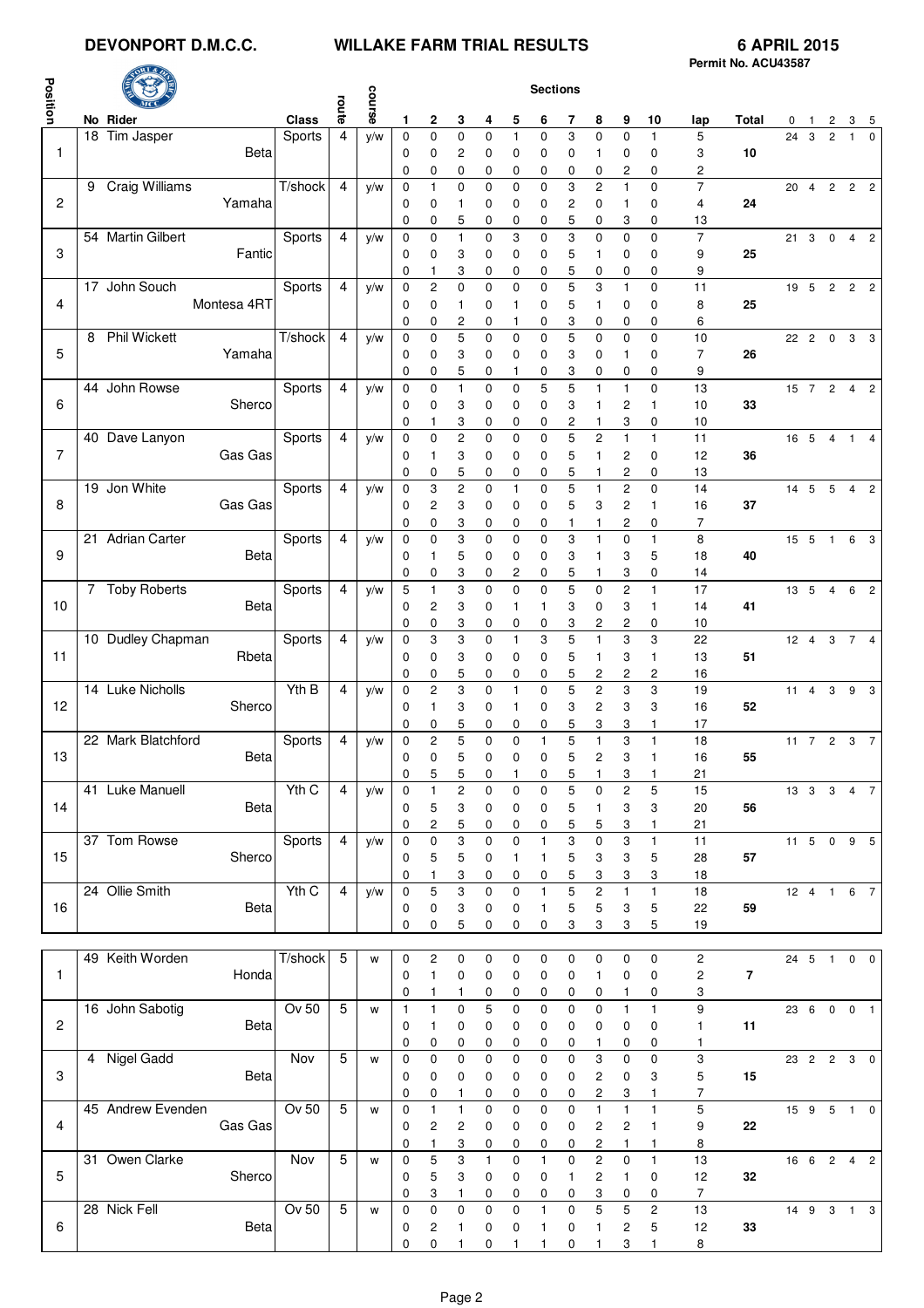**DEVONPORT D.M.C.C.** **WILLAKE FARM TRIAL RESULTS** **6 APRIL 2015**

Permit No. ACU43587

| Position | No | Rider | Class | route | course | 1 | 2 | 3 | 4 | 5 | 6 | 7 | 8 | 9 | 10 | lap | Total | 0 | 1 | 2 | 3 | 5 |
|---|---|---|---|---|---|---|---|---|---|---|---|---|---|---|---|---|---|---|---|---|---|---|
| 1 | 18 | Tim Jasper / Beta | Sports | 4 | y/w | 0 | 0 | 0 | 0 | 1 | 0 | 3 | 0 | 0 | 1 | 5 | | 24 | 3 | 2 | 1 | 0 |
| | | | | | | 0 | 0 | 2 | 0 | 0 | 0 | 0 | 1 | 0 | 0 | 3 | 10 | | | | | |
| | | | | | | 0 | 0 | 0 | 0 | 0 | 0 | 0 | 0 | 2 | 0 | 2 | | | | | | |
| 2 | 9 | Craig Williams / Yamaha | T/shock | 4 | y/w | 0 | 1 | 0 | 0 | 0 | 0 | 3 | 2 | 1 | 0 | 7 | | 20 | 4 | 2 | 2 | 2 |
| | | | | | | 0 | 0 | 1 | 0 | 0 | 0 | 2 | 0 | 1 | 0 | 4 | 24 | | | | | |
| | | | | | | 0 | 0 | 5 | 0 | 0 | 0 | 5 | 0 | 3 | 0 | 13 | | | | | | |
| 3 | 54 | Martin Gilbert / Fantic | Sports | 4 | y/w | 0 | 0 | 1 | 0 | 3 | 0 | 3 | 0 | 0 | 0 | 7 | | 21 | 3 | 0 | 4 | 2 |
| | | | | | | 0 | 0 | 3 | 0 | 0 | 0 | 5 | 1 | 0 | 0 | 9 | 25 | | | | | |
| | | | | | | 0 | 1 | 3 | 0 | 0 | 0 | 5 | 0 | 0 | 0 | 9 | | | | | | |
| 4 | 17 | John Souch / Montesa 4RT | Sports | 4 | y/w | 0 | 2 | 0 | 0 | 0 | 0 | 5 | 3 | 1 | 0 | 11 | | 19 | 5 | 2 | 2 | 2 |
| | | | | | | 0 | 0 | 1 | 0 | 1 | 0 | 5 | 1 | 0 | 0 | 8 | 25 | | | | | |
| | | | | | | 0 | 0 | 2 | 0 | 1 | 0 | 3 | 0 | 0 | 0 | 6 | | | | | | |
| 5 | 8 | Phil Wickett / Yamaha | T/shock | 4 | y/w | 0 | 0 | 5 | 0 | 0 | 0 | 5 | 0 | 0 | 0 | 10 | | 22 | 2 | 0 | 3 | 3 |
| | | | | | | 0 | 0 | 3 | 0 | 0 | 0 | 3 | 0 | 1 | 0 | 7 | 26 | | | | | |
| | | | | | | 0 | 0 | 5 | 0 | 1 | 0 | 3 | 0 | 0 | 0 | 9 | | | | | | |
| 6 | 44 | John Rowse / Sherco | Sports | 4 | y/w | 0 | 0 | 1 | 0 | 0 | 5 | 5 | 1 | 1 | 0 | 13 | | 15 | 7 | 2 | 4 | 2 |
| | | | | | | 0 | 0 | 3 | 0 | 0 | 0 | 3 | 1 | 2 | 1 | 10 | 33 | | | | | |
| | | | | | | 0 | 1 | 3 | 0 | 0 | 0 | 2 | 1 | 3 | 0 | 10 | | | | | | |
| 7 | 40 | Dave Lanyon / Gas Gas | Sports | 4 | y/w | 0 | 0 | 2 | 0 | 0 | 0 | 5 | 2 | 1 | 1 | 11 | | 16 | 5 | 4 | 1 | 4 |
| | | | | | | 0 | 1 | 3 | 0 | 0 | 0 | 5 | 1 | 2 | 0 | 12 | 36 | | | | | |
| | | | | | | 0 | 0 | 5 | 0 | 0 | 0 | 5 | 1 | 2 | 0 | 13 | | | | | | |
| 8 | 19 | Jon White / Gas Gas | Sports | 4 | y/w | 0 | 3 | 2 | 0 | 1 | 0 | 5 | 1 | 2 | 0 | 14 | | 14 | 5 | 5 | 4 | 2 |
| | | | | | | 0 | 2 | 3 | 0 | 0 | 0 | 5 | 3 | 2 | 1 | 16 | 37 | | | | | |
| | | | | | | 0 | 0 | 3 | 0 | 0 | 0 | 1 | 1 | 2 | 0 | 7 | | | | | | |
| 9 | 21 | Adrian Carter / Beta | Sports | 4 | y/w | 0 | 0 | 3 | 0 | 0 | 0 | 3 | 1 | 0 | 1 | 8 | | 15 | 5 | 1 | 6 | 3 |
| | | | | | | 0 | 1 | 5 | 0 | 0 | 0 | 3 | 1 | 3 | 5 | 18 | 40 | | | | | |
| | | | | | | 0 | 0 | 3 | 0 | 2 | 0 | 5 | 1 | 3 | 0 | 14 | | | | | | |
| 10 | 7 | Toby Roberts / Beta | Sports | 4 | y/w | 5 | 1 | 3 | 0 | 0 | 0 | 5 | 0 | 2 | 1 | 17 | | 13 | 5 | 4 | 6 | 2 |
| | | | | | | 0 | 2 | 3 | 0 | 1 | 1 | 3 | 0 | 3 | 1 | 14 | 41 | | | | | |
| | | | | | | 0 | 0 | 3 | 0 | 0 | 0 | 3 | 2 | 2 | 0 | 10 | | | | | | |
| 11 | 10 | Dudley Chapman / Rbeta | Sports | 4 | y/w | 0 | 3 | 3 | 0 | 1 | 3 | 5 | 1 | 3 | 3 | 22 | | 12 | 4 | 3 | 7 | 4 |
| | | | | | | 0 | 0 | 3 | 0 | 0 | 0 | 5 | 1 | 3 | 1 | 13 | 51 | | | | | |
| | | | | | | 0 | 0 | 5 | 0 | 0 | 0 | 5 | 2 | 2 | 2 | 16 | | | | | | |
| 12 | 14 | Luke Nicholls / Sherco | Yth B | 4 | y/w | 0 | 2 | 3 | 0 | 1 | 0 | 5 | 2 | 3 | 3 | 19 | | 11 | 4 | 3 | 9 | 3 |
| | | | | | | 0 | 1 | 3 | 0 | 1 | 0 | 3 | 2 | 3 | 3 | 16 | 52 | | | | | |
| | | | | | | 0 | 0 | 5 | 0 | 0 | 0 | 5 | 3 | 3 | 1 | 17 | | | | | | |
| 13 | 22 | Mark Blatchford / Beta | Sports | 4 | y/w | 0 | 2 | 5 | 0 | 0 | 1 | 5 | 1 | 3 | 1 | 18 | | 11 | 7 | 2 | 3 | 7 |
| | | | | | | 0 | 0 | 5 | 0 | 0 | 0 | 5 | 2 | 3 | 1 | 16 | 55 | | | | | |
| | | | | | | 0 | 5 | 5 | 0 | 1 | 0 | 5 | 1 | 3 | 1 | 21 | | | | | | |
| 14 | 41 | Luke Manuell / Beta | Yth C | 4 | y/w | 0 | 1 | 2 | 0 | 0 | 0 | 5 | 0 | 2 | 5 | 15 | | 13 | 3 | 3 | 4 | 7 |
| | | | | | | 0 | 5 | 3 | 0 | 0 | 0 | 5 | 1 | 3 | 3 | 20 | 56 | | | | | |
| | | | | | | 0 | 2 | 5 | 0 | 0 | 0 | 5 | 5 | 3 | 1 | 21 | | | | | | |
| 15 | 37 | Tom Rowse / Sherco | Sports | 4 | y/w | 0 | 0 | 3 | 0 | 0 | 1 | 3 | 0 | 3 | 1 | 11 | | 11 | 5 | 0 | 9 | 5 |
| | | | | | | 0 | 5 | 5 | 0 | 1 | 1 | 5 | 3 | 3 | 5 | 28 | 57 | | | | | |
| | | | | | | 0 | 1 | 3 | 0 | 0 | 0 | 5 | 3 | 3 | 3 | 18 | | | | | | |
| 16 | 24 | Ollie Smith / Beta | Yth C | 4 | y/w | 0 | 5 | 3 | 0 | 0 | 1 | 5 | 2 | 1 | 1 | 18 | | 12 | 4 | 1 | 6 | 7 |
| | | | | | | 0 | 0 | 3 | 0 | 0 | 1 | 5 | 5 | 3 | 5 | 22 | 59 | | | | | |
| | | | | | | 0 | 0 | 5 | 0 | 0 | 0 | 3 | 3 | 3 | 5 | 19 | | | | | | |

| Position | No | Rider | Class | route | course | 1 | 2 | 3 | 4 | 5 | 6 | 7 | 8 | 9 | 10 | lap | Total | 0 | 1 | 2 | 3 | 5 |
|---|---|---|---|---|---|---|---|---|---|---|---|---|---|---|---|---|---|---|---|---|---|---|
| 1 | 49 | Keith Worden / Honda | T/shock | 5 | w | 0 | 2 | 0 | 0 | 0 | 0 | 0 | 0 | 0 | 0 | 2 | | 24 | 5 | 1 | 0 | 0 |
| | | | | | | 0 | 1 | 0 | 0 | 0 | 0 | 0 | 1 | 0 | 0 | 2 | 7 | | | | | |
| | | | | | | 0 | 1 | 1 | 0 | 0 | 0 | 0 | 0 | 1 | 0 | 3 | | | | | | |
| 2 | 16 | John Sabotig / Beta | Ov 50 | 5 | w | 1 | 1 | 0 | 5 | 0 | 0 | 0 | 0 | 1 | 1 | 9 | | 23 | 6 | 0 | 0 | 1 |
| | | | | | | 0 | 1 | 0 | 0 | 0 | 0 | 0 | 0 | 0 | 0 | 1 | 11 | | | | | |
| | | | | | | 0 | 0 | 0 | 0 | 0 | 0 | 0 | 1 | 0 | 0 | 1 | | | | | | |
| 3 | 4 | Nigel Gadd / Beta | Nov | 5 | w | 0 | 0 | 0 | 0 | 0 | 0 | 0 | 3 | 0 | 0 | 3 | | 23 | 2 | 2 | 3 | 0 |
| | | | | | | 0 | 0 | 0 | 0 | 0 | 0 | 0 | 2 | 0 | 3 | 5 | 15 | | | | | |
| | | | | | | 0 | 0 | 1 | 0 | 0 | 0 | 0 | 2 | 3 | 1 | 7 | | | | | | |
| 4 | 45 | Andrew Evenden / Gas Gas | Ov 50 | 5 | w | 0 | 1 | 1 | 0 | 0 | 0 | 0 | 1 | 1 | 1 | 5 | | 15 | 9 | 5 | 1 | 0 |
| | | | | | | 0 | 2 | 2 | 0 | 0 | 0 | 0 | 2 | 2 | 1 | 9 | 22 | | | | | |
| | | | | | | 0 | 1 | 3 | 0 | 0 | 0 | 0 | 2 | 1 | 1 | 8 | | | | | | |
| 5 | 31 | Owen Clarke / Sherco | Nov | 5 | w | 0 | 5 | 3 | 1 | 0 | 1 | 0 | 2 | 0 | 1 | 13 | | 16 | 6 | 2 | 4 | 2 |
| | | | | | | 0 | 5 | 3 | 0 | 0 | 0 | 1 | 2 | 1 | 0 | 12 | 32 | | | | | |
| | | | | | | 0 | 3 | 1 | 0 | 0 | 0 | 0 | 3 | 0 | 0 | 7 | | | | | | |
| 6 | 28 | Nick Fell / Beta | Ov 50 | 5 | w | 0 | 0 | 0 | 0 | 0 | 1 | 0 | 5 | 5 | 2 | 13 | | 14 | 9 | 3 | 1 | 3 |
| | | | | | | 0 | 2 | 1 | 0 | 0 | 1 | 0 | 1 | 2 | 5 | 12 | 33 | | | | | |
| | | | | | | 0 | 0 | 1 | 0 | 1 | 1 | 0 | 1 | 3 | 1 | 8 | | | | | | |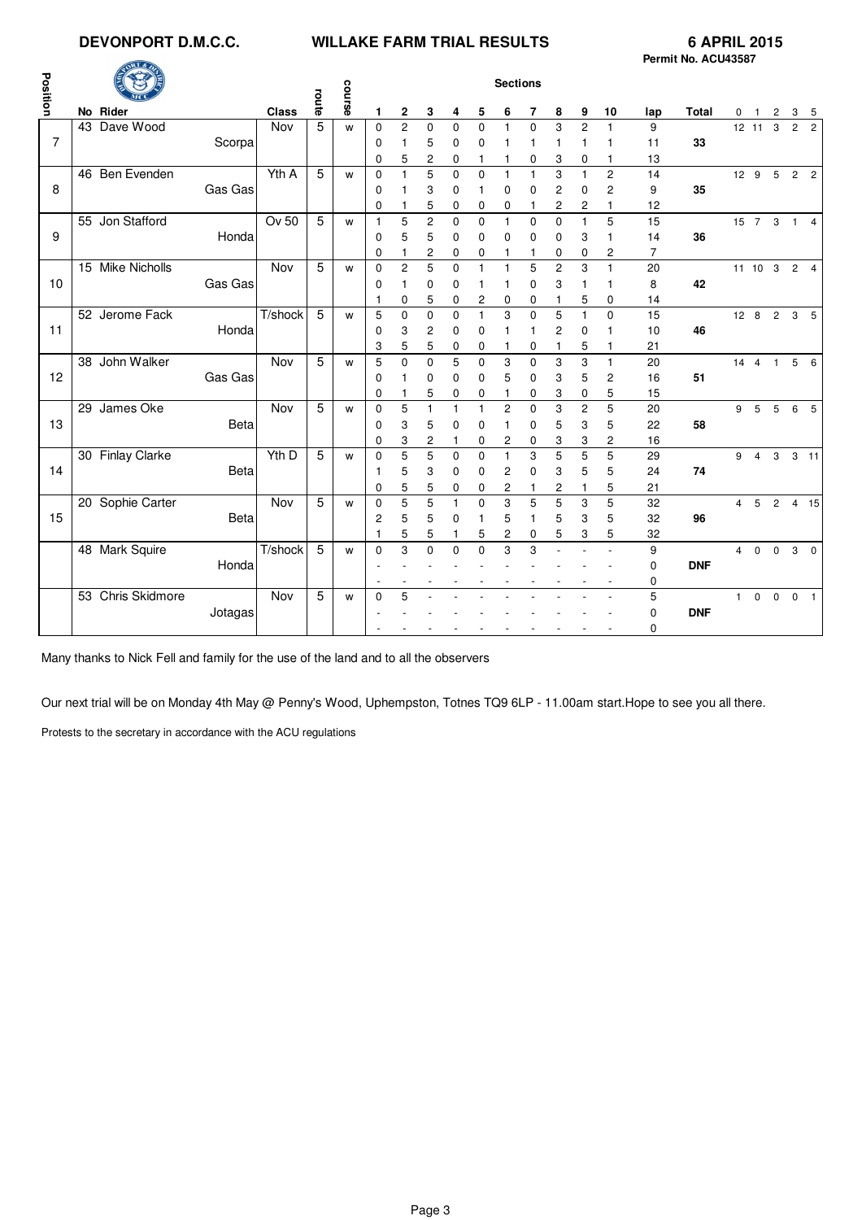DEVONPORT D.M.C.C. WILLAKE FARM TRIAL RESULTS 6 APRIL 2015

Permit No. ACU43587

| Position | No | Rider | Class | route | course | 1 | 2 | 3 | 4 | 5 | 6 | 7 | 8 | 9 | 10 | lap | Total | 0 | 1 | 2 | 3 | 5 |
|---|---|---|---|---|---|---|---|---|---|---|---|---|---|---|---|---|---|---|---|---|---|---|
| | 43 | Dave Wood | Nov | 5 | w | 0 | 2 | 0 | 0 | 0 | 1 | 0 | 3 | 2 | 1 | 9 | | 12 | 11 | 3 | 2 | 2 |
| 7 | | Scorpa | | | | 0 | 1 | 5 | 0 | 0 | 1 | 1 | 1 | 1 | 1 | 11 | 33 | | | | | |
| | | | | | | 0 | 5 | 2 | 0 | 1 | 1 | 0 | 3 | 0 | 1 | 13 | | | | | | |
| | 46 | Ben Evenden | Yth A | 5 | w | 0 | 1 | 5 | 0 | 0 | 1 | 1 | 3 | 1 | 2 | 14 | | 12 | 9 | 5 | 2 | 2 |
| 8 | | Gas Gas | | | | 0 | 1 | 3 | 0 | 1 | 0 | 0 | 2 | 0 | 2 | 9 | 35 | | | | | |
| | | | | | | 0 | 1 | 5 | 0 | 0 | 0 | 1 | 2 | 2 | 1 | 12 | | | | | | |
| | 55 | Jon Stafford | Ov 50 | 5 | w | 1 | 5 | 2 | 0 | 0 | 1 | 0 | 0 | 1 | 5 | 15 | | 15 | 7 | 3 | 1 | 4 |
| 9 | | Honda | | | | 0 | 5 | 5 | 0 | 0 | 0 | 0 | 0 | 3 | 1 | 14 | 36 | | | | | |
| | | | | | | 0 | 1 | 2 | 0 | 0 | 1 | 1 | 0 | 0 | 2 | 7 | | | | | | |
| | 15 | Mike Nicholls | Nov | 5 | w | 0 | 2 | 5 | 0 | 1 | 1 | 5 | 2 | 3 | 1 | 20 | | 11 | 10 | 3 | 2 | 4 |
| 10 | | Gas Gas | | | | 0 | 1 | 0 | 0 | 1 | 1 | 0 | 3 | 1 | 1 | 8 | 42 | | | | | |
| | | | | | | 1 | 0 | 5 | 0 | 2 | 0 | 0 | 1 | 5 | 0 | 14 | | | | | | |
| | 52 | Jerome Fack | T/shock | 5 | w | 5 | 0 | 0 | 0 | 1 | 3 | 0 | 5 | 1 | 0 | 15 | | 12 | 8 | 2 | 3 | 5 |
| 11 | | Honda | | | | 0 | 3 | 2 | 0 | 0 | 1 | 1 | 2 | 0 | 1 | 10 | 46 | | | | | |
| | | | | | | 3 | 5 | 5 | 0 | 0 | 1 | 0 | 1 | 5 | 1 | 21 | | | | | | |
| | 38 | John Walker | Nov | 5 | w | 5 | 0 | 0 | 5 | 0 | 3 | 0 | 3 | 3 | 1 | 20 | | 14 | 4 | 1 | 5 | 6 |
| 12 | | Gas Gas | | | | 0 | 1 | 0 | 0 | 0 | 5 | 0 | 3 | 5 | 2 | 16 | 51 | | | | | |
| | | | | | | 0 | 1 | 5 | 0 | 0 | 1 | 0 | 3 | 0 | 5 | 15 | | | | | | |
| | 29 | James Oke | Nov | 5 | w | 0 | 5 | 1 | 1 | 1 | 2 | 0 | 3 | 2 | 5 | 20 | | 9 | 5 | 5 | 6 | 5 |
| 13 | | Beta | | | | 0 | 3 | 5 | 0 | 0 | 1 | 0 | 5 | 3 | 5 | 22 | 58 | | | | | |
| | | | | | | 0 | 3 | 2 | 1 | 0 | 2 | 0 | 3 | 3 | 2 | 16 | | | | | | |
| | 30 | Finlay Clarke | Yth D | 5 | w | 0 | 5 | 5 | 0 | 0 | 1 | 3 | 5 | 5 | 5 | 29 | | 9 | 4 | 3 | 3 | 11 |
| 14 | | Beta | | | | 1 | 5 | 3 | 0 | 0 | 2 | 0 | 3 | 5 | 5 | 24 | 74 | | | | | |
| | | | | | | 0 | 5 | 5 | 0 | 0 | 2 | 1 | 2 | 1 | 5 | 21 | | | | | | |
| | 20 | Sophie Carter | Nov | 5 | w | 0 | 5 | 5 | 1 | 0 | 3 | 5 | 5 | 3 | 5 | 32 | | 4 | 5 | 2 | 4 | 15 |
| 15 | | Beta | | | | 2 | 5 | 5 | 0 | 1 | 5 | 1 | 5 | 3 | 5 | 32 | 96 | | | | | |
| | | | | | | 1 | 5 | 5 | 1 | 5 | 2 | 0 | 5 | 3 | 5 | 32 | | | | | | |
| | 48 | Mark Squire | T/shock | 5 | w | 0 | 3 | 0 | 0 | 0 | 3 | 3 | - | - | - | 9 | | 4 | 0 | 0 | 3 | 0 |
| | | Honda | | | | - | - | - | - | - | - | - | - | - | - | 0 | DNF | | | | | |
| | | | | | | - | - | - | - | - | - | - | - | - | - | 0 | | | | | | |
| | 53 | Chris Skidmore | Nov | 5 | w | 0 | 5 | - | - | - | - | - | - | - | - | 5 | | 1 | 0 | 0 | 0 | 1 |
| | | Jotagas | | | | - | - | - | - | - | - | - | - | - | - | 0 | DNF | | | | | |
| | | | | | | - | - | - | - | - | - | - | - | - | - | 0 | | | | | | |

Many thanks to Nick Fell and family for the use of the land and to all the observers

Our next trial will be on Monday 4th May @ Penny's Wood, Uphempston, Totnes TQ9 6LP - 11.00am start.Hope to see you all there.

Protests to the secretary in accordance with the ACU regulations